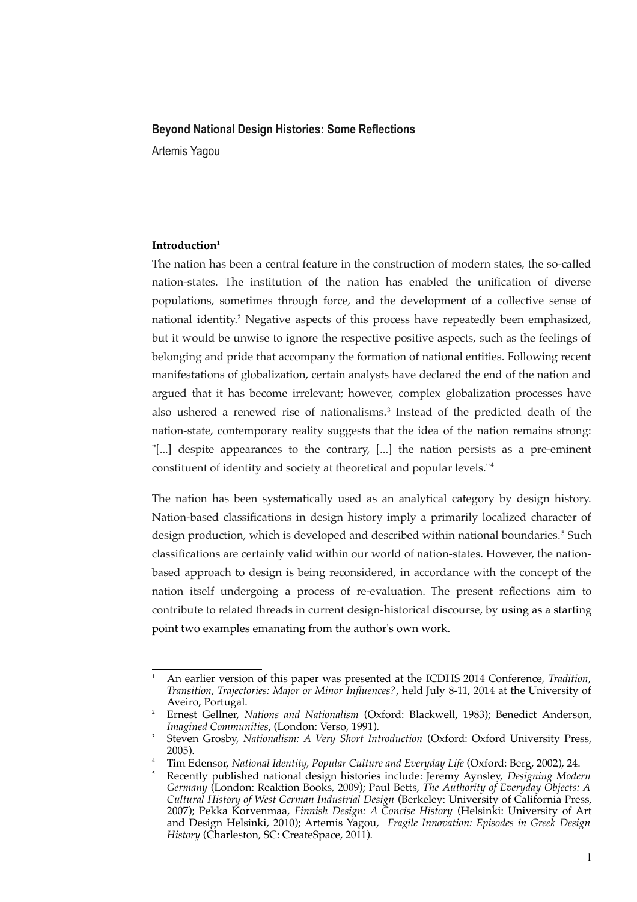## Beyond National Design Histories: Some Reflections

Artemis Yagou

**Introduction**[1]

The nation has been a central feature in the construction of modern states, the so-called nation-states. The institution of the nation has enabled the unification of diverse populations, sometimes through force, and the development of a collective sense of national identity.[2] Negative aspects of this process have repeatedly been emphasized, but it would be unwise to ignore the respective positive aspects, such as the feelings of belonging and pride that accompany the formation of national entities. Following recent manifestations of globalization, certain analysts have declared the end of the nation and argued that it has become irrelevant; however, complex globalization processes have also ushered a renewed rise of nationalisms.[3] Instead of the predicted death of the nation-state, contemporary reality suggests that the idea of the nation remains strong: "[...] despite appearances to the contrary, [...] the nation persists as a pre-eminent constituent of identity and society at theoretical and popular levels."[4]

The nation has been systematically used as an analytical category by design history. Nation-based classifications in design history imply a primarily localized character of design production, which is developed and described within national boundaries.[5] Such classifications are certainly valid within our world of nation-states. However, the nation-based approach to design is being reconsidered, in accordance with the concept of the nation itself undergoing a process of re-evaluation. The present reflections aim to contribute to related threads in current design-historical discourse, by using as a starting point two examples emanating from the author's own work.

---

1. An earlier version of this paper was presented at the ICDHS 2014 Conference, *Tradition, Transition, Trajectories: Major or Minor Influences?*, held July 8-11, 2014 at the University of Aveiro, Portugal.
2. Ernest Gellner, *Nations and Nationalism* (Oxford: Blackwell, 1983); Benedict Anderson, *Imagined Communities*, (London: Verso, 1991).
3. Steven Grosby, *Nationalism: A Very Short Introduction* (Oxford: Oxford University Press, 2005).
4. Tim Edensor, *National Identity, Popular Culture and Everyday Life* (Oxford: Berg, 2002), 24.
5. Recently published national design histories include: Jeremy Aynsley, *Designing Modern Germany* (London: Reaktion Books, 2009); Paul Betts, *The Authority of Everyday Objects: A Cultural History of West German Industrial Design* (Berkeley: University of California Press, 2007); Pekka Korvenmaa, *Finnish Design: A Concise History* (Helsinki: University of Art and Design Helsinki, 2010); Artemis Yagou, *Fragile Innovation: Episodes in Greek Design History* (Charleston, SC: CreateSpace, 2011).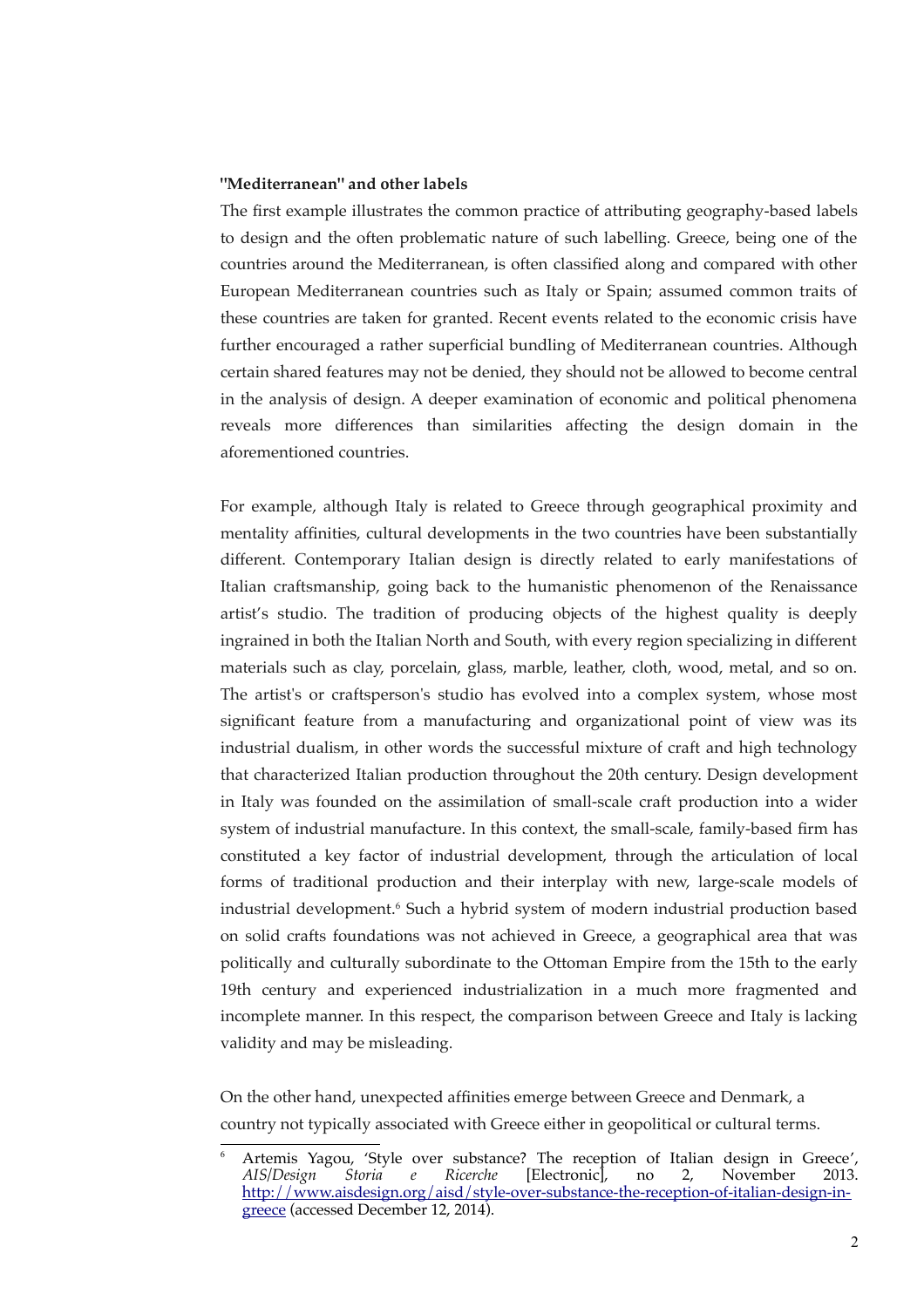**"Mediterranean" and other labels**

The first example illustrates the common practice of attributing geography-based labels to design and the often problematic nature of such labelling. Greece, being one of the countries around the Mediterranean, is often classified along and compared with other European Mediterranean countries such as Italy or Spain; assumed common traits of these countries are taken for granted. Recent events related to the economic crisis have further encouraged a rather superficial bundling of Mediterranean countries. Although certain shared features may not be denied, they should not be allowed to become central in the analysis of design. A deeper examination of economic and political phenomena reveals more differences than similarities affecting the design domain in the aforementioned countries.

For example, although Italy is related to Greece through geographical proximity and mentality affinities, cultural developments in the two countries have been substantially different. Contemporary Italian design is directly related to early manifestations of Italian craftsmanship, going back to the humanistic phenomenon of the Renaissance artist's studio. The tradition of producing objects of the highest quality is deeply ingrained in both the Italian North and South, with every region specializing in different materials such as clay, porcelain, glass, marble, leather, cloth, wood, metal, and so on. The artist's or craftsperson's studio has evolved into a complex system, whose most significant feature from a manufacturing and organizational point of view was its industrial dualism, in other words the successful mixture of craft and high technology that characterized Italian production throughout the 20th century. Design development in Italy was founded on the assimilation of small-scale craft production into a wider system of industrial manufacture. In this context, the small-scale, family-based firm has constituted a key factor of industrial development, through the articulation of local forms of traditional production and their interplay with new, large-scale models of industrial development.[6] Such a hybrid system of modern industrial production based on solid crafts foundations was not achieved in Greece, a geographical area that was politically and culturally subordinate to the Ottoman Empire from the 15th to the early 19th century and experienced industrialization in a much more fragmented and incomplete manner. In this respect, the comparison between Greece and Italy is lacking validity and may be misleading.

On the other hand, unexpected affinities emerge between Greece and Denmark, a country not typically associated with Greece either in geopolitical or cultural terms.

---

[6] Artemis Yagou, 'Style over substance? The reception of Italian design in Greece', *AIS/Design Storia e Ricerche* [Electronic], no 2, November 2013. http://www.aisdesign.org/aisd/style-over-substance-the-reception-of-italian-design-in-greece (accessed December 12, 2014).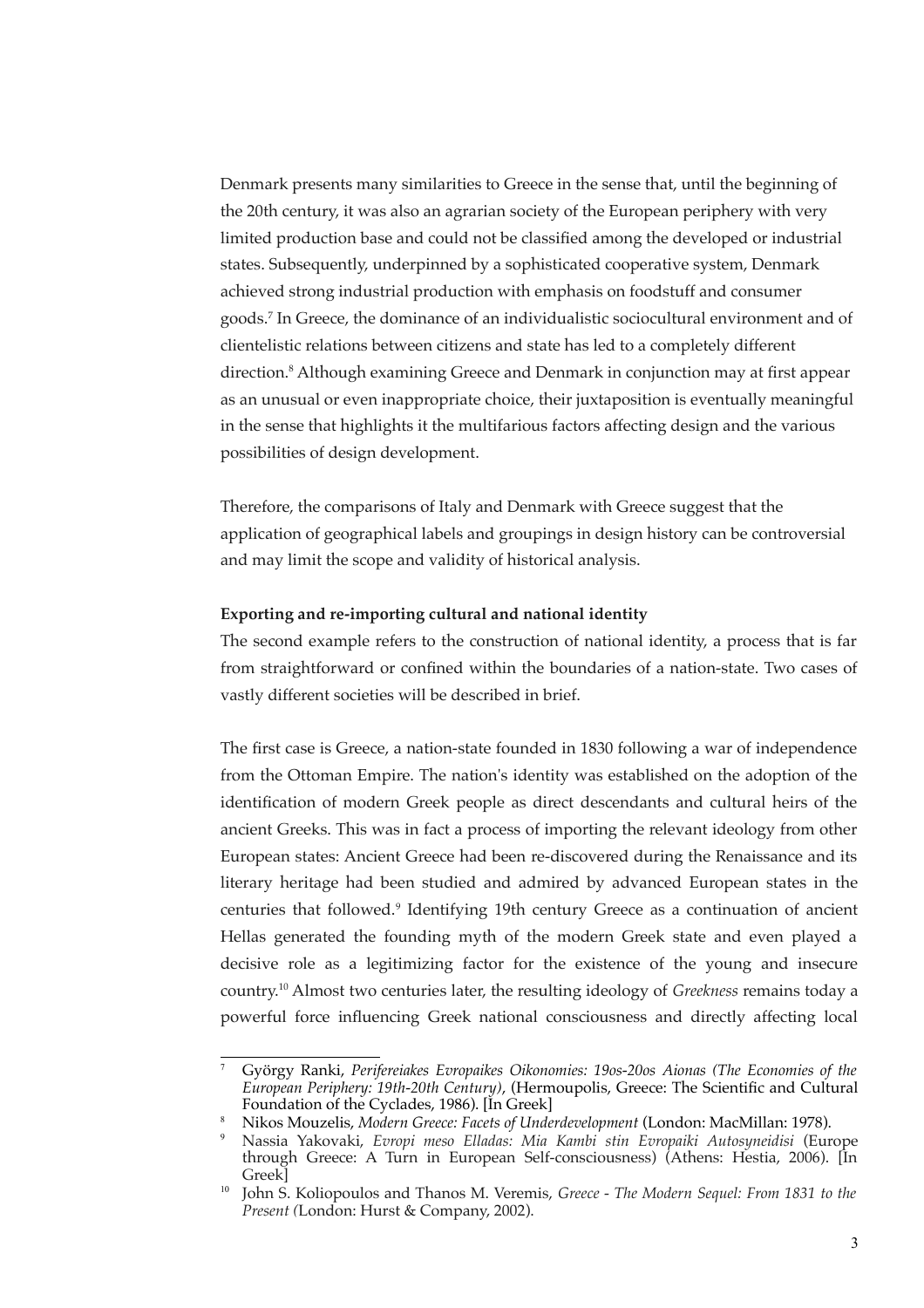Denmark presents many similarities to Greece in the sense that, until the beginning of the 20th century, it was also an agrarian society of the European periphery with very limited production base and could not be classified among the developed or industrial states. Subsequently, underpinned by a sophisticated cooperative system, Denmark achieved strong industrial production with emphasis on foodstuff and consumer goods.[7] In Greece, the dominance of an individualistic sociocultural environment and of clientelistic relations between citizens and state has led to a completely different direction.[8] Although examining Greece and Denmark in conjunction may at first appear as an unusual or even inappropriate choice, their juxtaposition is eventually meaningful in the sense that highlights it the multifarious factors affecting design and the various possibilities of design development.

Therefore, the comparisons of Italy and Denmark with Greece suggest that the application of geographical labels and groupings in design history can be controversial and may limit the scope and validity of historical analysis.

**Exporting and re-importing cultural and national identity**

The second example refers to the construction of national identity, a process that is far from straightforward or confined within the boundaries of a nation-state. Two cases of vastly different societies will be described in brief.

The first case is Greece, a nation-state founded in 1830 following a war of independence from the Ottoman Empire. The nation's identity was established on the adoption of the identification of modern Greek people as direct descendants and cultural heirs of the ancient Greeks. This was in fact a process of importing the relevant ideology from other European states: Ancient Greece had been re-discovered during the Renaissance and its literary heritage had been studied and admired by advanced European states in the centuries that followed.[9] Identifying 19th century Greece as a continuation of ancient Hellas generated the founding myth of the modern Greek state and even played a decisive role as a legitimizing factor for the existence of the young and insecure country.[10] Almost two centuries later, the resulting ideology of *Greekness* remains today a powerful force influencing Greek national consciousness and directly affecting local

---

[7] György Ranki, *Perifereiakes Evropaikes Oikonomies: 19os-20os Aionas (The Economies of the European Periphery: 19th-20th Century)*, (Hermoupolis, Greece: The Scientific and Cultural Foundation of the Cyclades, 1986). [In Greek]

[8] Nikos Mouzelis, *Modern Greece: Facets of Underdevelopment* (London: MacMillan: 1978).

[9] Nassia Yakovaki, *Evropi meso Elladas: Mia Kambi stin Evropaiki Autosyneidisi* (Europe through Greece: A Turn in European Self-consciousness) (Athens: Hestia, 2006). [In Greek]

[10] John S. Koliopoulos and Thanos M. Veremis, *Greece - The Modern Sequel: From 1831 to the Present (*London: Hurst & Company, 2002).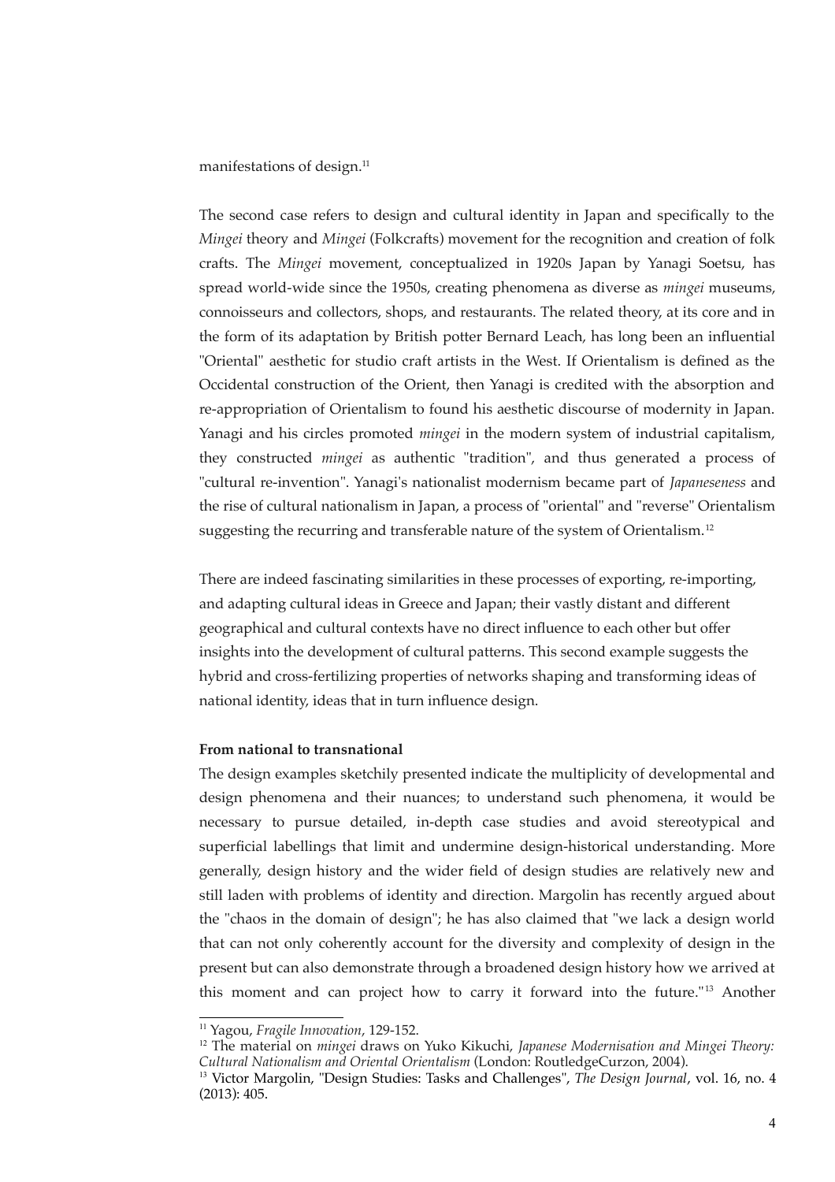manifestations of design.[11]

The second case refers to design and cultural identity in Japan and specifically to the *Mingei* theory and *Mingei* (Folkcrafts) movement for the recognition and creation of folk crafts. The *Mingei* movement, conceptualized in 1920s Japan by Yanagi Soetsu, has spread world-wide since the 1950s, creating phenomena as diverse as *mingei* museums, connoisseurs and collectors, shops, and restaurants. The related theory, at its core and in the form of its adaptation by British potter Bernard Leach, has long been an influential "Oriental" aesthetic for studio craft artists in the West. If Orientalism is defined as the Occidental construction of the Orient, then Yanagi is credited with the absorption and re-appropriation of Orientalism to found his aesthetic discourse of modernity in Japan. Yanagi and his circles promoted *mingei* in the modern system of industrial capitalism, they constructed *mingei* as authentic "tradition", and thus generated a process of "cultural re-invention". Yanagi's nationalist modernism became part of *Japaneseness* and the rise of cultural nationalism in Japan, a process of "oriental" and "reverse" Orientalism suggesting the recurring and transferable nature of the system of Orientalism.[12]

There are indeed fascinating similarities in these processes of exporting, re-importing, and adapting cultural ideas in Greece and Japan; their vastly distant and different geographical and cultural contexts have no direct influence to each other but offer insights into the development of cultural patterns. This second example suggests the hybrid and cross-fertilizing properties of networks shaping and transforming ideas of national identity, ideas that in turn influence design.

**From national to transnational**

The design examples sketchily presented indicate the multiplicity of developmental and design phenomena and their nuances; to understand such phenomena, it would be necessary to pursue detailed, in-depth case studies and avoid stereotypical and superficial labellings that limit and undermine design-historical understanding. More generally, design history and the wider field of design studies are relatively new and still laden with problems of identity and direction. Margolin has recently argued about the "chaos in the domain of design"; he has also claimed that "we lack a design world that can not only coherently account for the diversity and complexity of design in the present but can also demonstrate through a broadened design history how we arrived at this moment and can project how to carry it forward into the future."[13] Another

---

[11] Yagou, *Fragile Innovation*, 129-152.

[12] The material on *mingei* draws on Yuko Kikuchi, *Japanese Modernisation and Mingei Theory: Cultural Nationalism and Oriental Orientalism* (London: RoutledgeCurzon, 2004).

[13] Victor Margolin, "Design Studies: Tasks and Challenges", *The Design Journal*, vol. 16, no. 4 (2013): 405.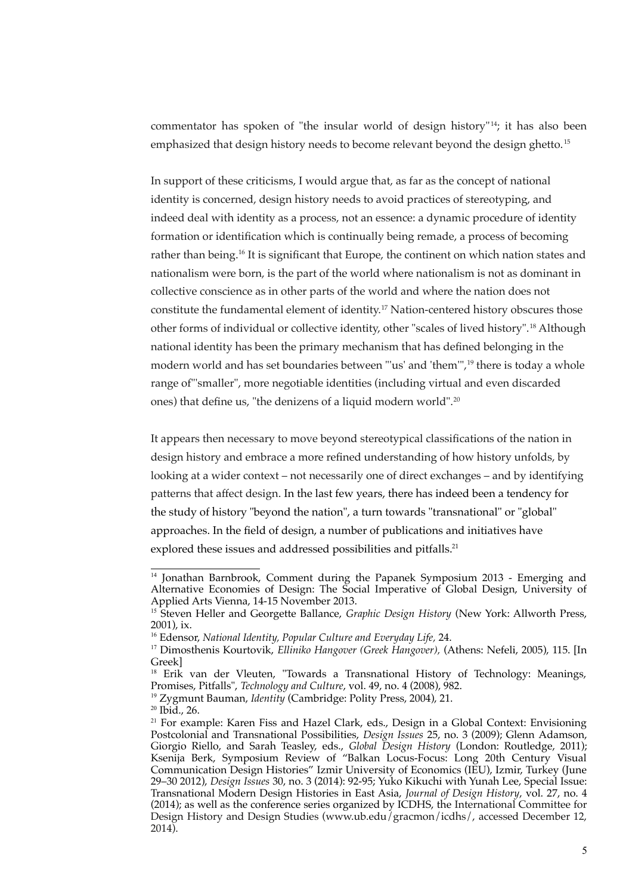commentator has spoken of "the insular world of design history"[14]; it has also been emphasized that design history needs to become relevant beyond the design ghetto.[15]

In support of these criticisms, I would argue that, as far as the concept of national identity is concerned, design history needs to avoid practices of stereotyping, and indeed deal with identity as a process, not an essence: a dynamic procedure of identity formation or identification which is continually being remade, a process of becoming rather than being.[16] It is significant that Europe, the continent on which nation states and nationalism were born, is the part of the world where nationalism is not as dominant in collective conscience as in other parts of the world and where the nation does not constitute the fundamental element of identity.[17] Nation-centered history obscures those other forms of individual or collective identity, other "scales of lived history".[18] Although national identity has been the primary mechanism that has defined belonging in the modern world and has set boundaries between "'us' and 'them'",[19] there is today a whole range of "'smaller", more negotiable identities (including virtual and even discarded ones) that define us, "the denizens of a liquid modern world".[20]

It appears then necessary to move beyond stereotypical classifications of the nation in design history and embrace a more refined understanding of how history unfolds, by looking at a wider context – not necessarily one of direct exchanges – and by identifying patterns that affect design. In the last few years, there has indeed been a tendency for the study of history "beyond the nation", a turn towards "transnational" or "global" approaches. In the field of design, a number of publications and initiatives have explored these issues and addressed possibilities and pitfalls.[21]

---

[14] Jonathan Barnbrook, Comment during the Papanek Symposium 2013 - Emerging and Alternative Economies of Design: The Social Imperative of Global Design, University of Applied Arts Vienna, 14-15 November 2013.

[15] Steven Heller and Georgette Ballance, *Graphic Design History* (New York: Allworth Press, 2001), ix.

[16] Edensor, *National Identity, Popular Culture and Everyday Life,* 24.

[17] Dimosthenis Kourtovik, *Elliniko Hangover (Greek Hangover)*, (Athens: Nefeli, 2005), 115. [In Greek]

[18] Erik van der Vleuten, "Towards a Transnational History of Technology: Meanings, Promises, Pitfalls", *Technology and Culture*, vol. 49, no. 4 (2008), 982.

[19] Zygmunt Bauman, *Identity* (Cambridge: Polity Press, 2004), 21.

[20] Ibid., 26.

[21] For example: Karen Fiss and Hazel Clark, eds., Design in a Global Context: Envisioning Postcolonial and Transnational Possibilities, *Design Issues* 25, no. 3 (2009); Glenn Adamson, Giorgio Riello, and Sarah Teasley, eds., *Global Design History* (London: Routledge, 2011); Ksenija Berk, Symposium Review of "Balkan Locus-Focus: Long 20th Century Visual Communication Design Histories" Izmir University of Economics (IEU), Izmir, Turkey (June 29–30 2012), *Design Issues* 30, no. 3 (2014): 92-95; Yuko Kikuchi with Yunah Lee, Special Issue: Transnational Modern Design Histories in East Asia, *Journal of Design History*, vol. 27, no. 4 (2014); as well as the conference series organized by ICDHS, the International Committee for Design History and Design Studies (www.ub.edu/gracmon/icdhs/, accessed December 12, 2014).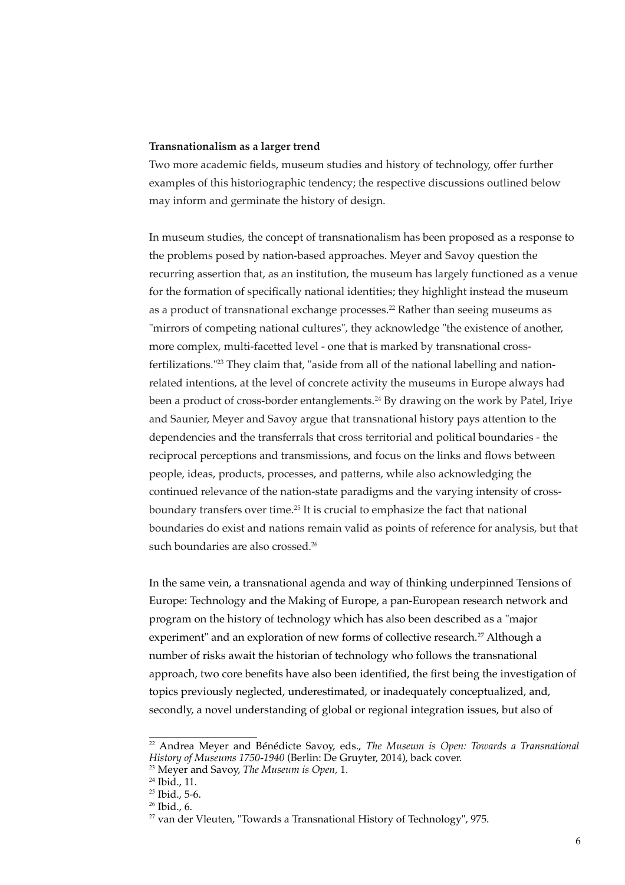**Transnationalism as a larger trend**

Two more academic fields, museum studies and history of technology, offer further examples of this historiographic tendency; the respective discussions outlined below may inform and germinate the history of design.

In museum studies, the concept of transnationalism has been proposed as a response to the problems posed by nation-based approaches. Meyer and Savoy question the recurring assertion that, as an institution, the museum has largely functioned as a venue for the formation of specifically national identities; they highlight instead the museum as a product of transnational exchange processes.[22] Rather than seeing museums as "mirrors of competing national cultures", they acknowledge "the existence of another, more complex, multi-facetted level - one that is marked by transnational cross-fertilizations."[23] They claim that, "aside from all of the national labelling and nation-related intentions, at the level of concrete activity the museums in Europe always had been a product of cross-border entanglements.[24] By drawing on the work by Patel, Iriye and Saunier, Meyer and Savoy argue that transnational history pays attention to the dependencies and the transferrals that cross territorial and political boundaries - the reciprocal perceptions and transmissions, and focus on the links and flows between people, ideas, products, processes, and patterns, while also acknowledging the continued relevance of the nation-state paradigms and the varying intensity of cross-boundary transfers over time.[25] It is crucial to emphasize the fact that national boundaries do exist and nations remain valid as points of reference for analysis, but that such boundaries are also crossed.[26]

In the same vein, a transnational agenda and way of thinking underpinned Tensions of Europe: Technology and the Making of Europe, a pan-European research network and program on the history of technology which has also been described as a "major experiment" and an exploration of new forms of collective research.[27] Although a number of risks await the historian of technology who follows the transnational approach, two core benefits have also been identified, the first being the investigation of topics previously neglected, underestimated, or inadequately conceptualized, and, secondly, a novel understanding of global or regional integration issues, but also of

---

[22] Andrea Meyer and Bénédicte Savoy, eds., *The Museum is Open: Towards a Transnational History of Museums 1750-1940* (Berlin: De Gruyter, 2014), back cover.

[23] Meyer and Savoy, *The Museum is Open*, 1.

[24] Ibid., 11.

[25] Ibid., 5-6.

[26] Ibid., 6.

[27] van der Vleuten, "Towards a Transnational History of Technology", 975.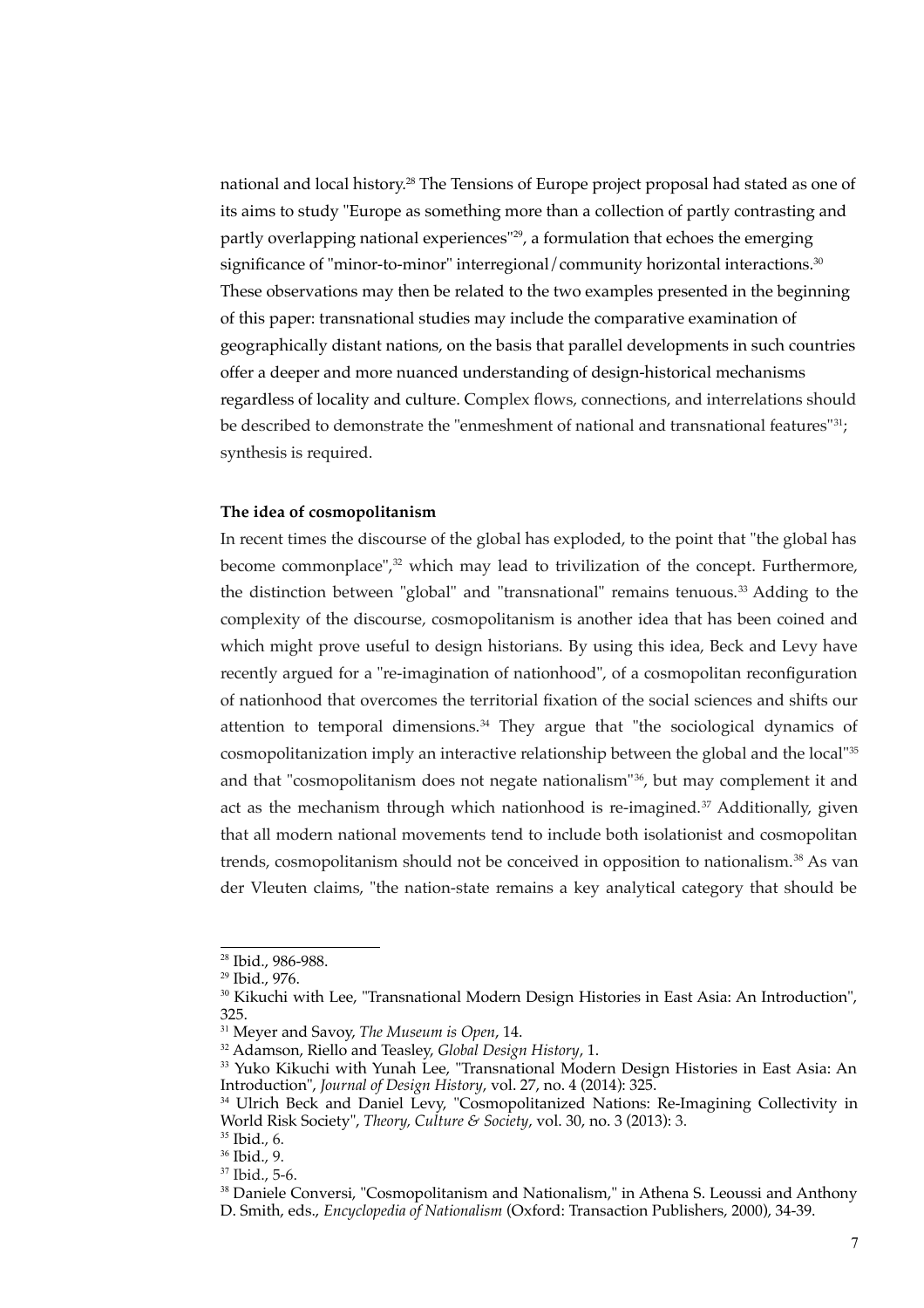national and local history.[28] The Tensions of Europe project proposal had stated as one of its aims to study "Europe as something more than a collection of partly contrasting and partly overlapping national experiences"[29], a formulation that echoes the emerging significance of "minor-to-minor" interregional/community horizontal interactions.[30] These observations may then be related to the two examples presented in the beginning of this paper: transnational studies may include the comparative examination of geographically distant nations, on the basis that parallel developments in such countries offer a deeper and more nuanced understanding of design-historical mechanisms regardless of locality and culture. Complex flows, connections, and interrelations should be described to demonstrate the "enmeshment of national and transnational features"[31]; synthesis is required.

**The idea of cosmopolitanism**

In recent times the discourse of the global has exploded, to the point that "the global has become commonplace",[32] which may lead to trivilization of the concept. Furthermore, the distinction between "global" and "transnational" remains tenuous.[33] Adding to the complexity of the discourse, cosmopolitanism is another idea that has been coined and which might prove useful to design historians. By using this idea, Beck and Levy have recently argued for a "re-imagination of nationhood", of a cosmopolitan reconfiguration of nationhood that overcomes the territorial fixation of the social sciences and shifts our attention to temporal dimensions.[34] They argue that "the sociological dynamics of cosmopolitanization imply an interactive relationship between the global and the local"[35] and that "cosmopolitanism does not negate nationalism"[36], but may complement it and act as the mechanism through which nationhood is re-imagined.[37] Additionally, given that all modern national movements tend to include both isolationist and cosmopolitan trends, cosmopolitanism should not be conceived in opposition to nationalism.[38] As van der Vleuten claims, "the nation-state remains a key analytical category that should be

---

[28] Ibid., 986-988.

[29] Ibid., 976.

[30] Kikuchi with Lee, "Transnational Modern Design Histories in East Asia: An Introduction", 325.

[31] Meyer and Savoy, *The Museum is Open*, 14.

[32] Adamson, Riello and Teasley, *Global Design History*, 1.

[33] Yuko Kikuchi with Yunah Lee, "Transnational Modern Design Histories in East Asia: An Introduction", *Journal of Design History*, vol. 27, no. 4 (2014): 325.

[34] Ulrich Beck and Daniel Levy, "Cosmopolitanized Nations: Re-Imagining Collectivity in World Risk Society", *Theory, Culture & Society*, vol. 30, no. 3 (2013): 3.

[35] Ibid., 6.

[36] Ibid., 9.

[37] Ibid., 5-6.

[38] Daniele Conversi, "Cosmopolitanism and Nationalism," in Athena S. Leoussi and Anthony D. Smith, eds., *Encyclopedia of Nationalism* (Oxford: Transaction Publishers, 2000), 34-39.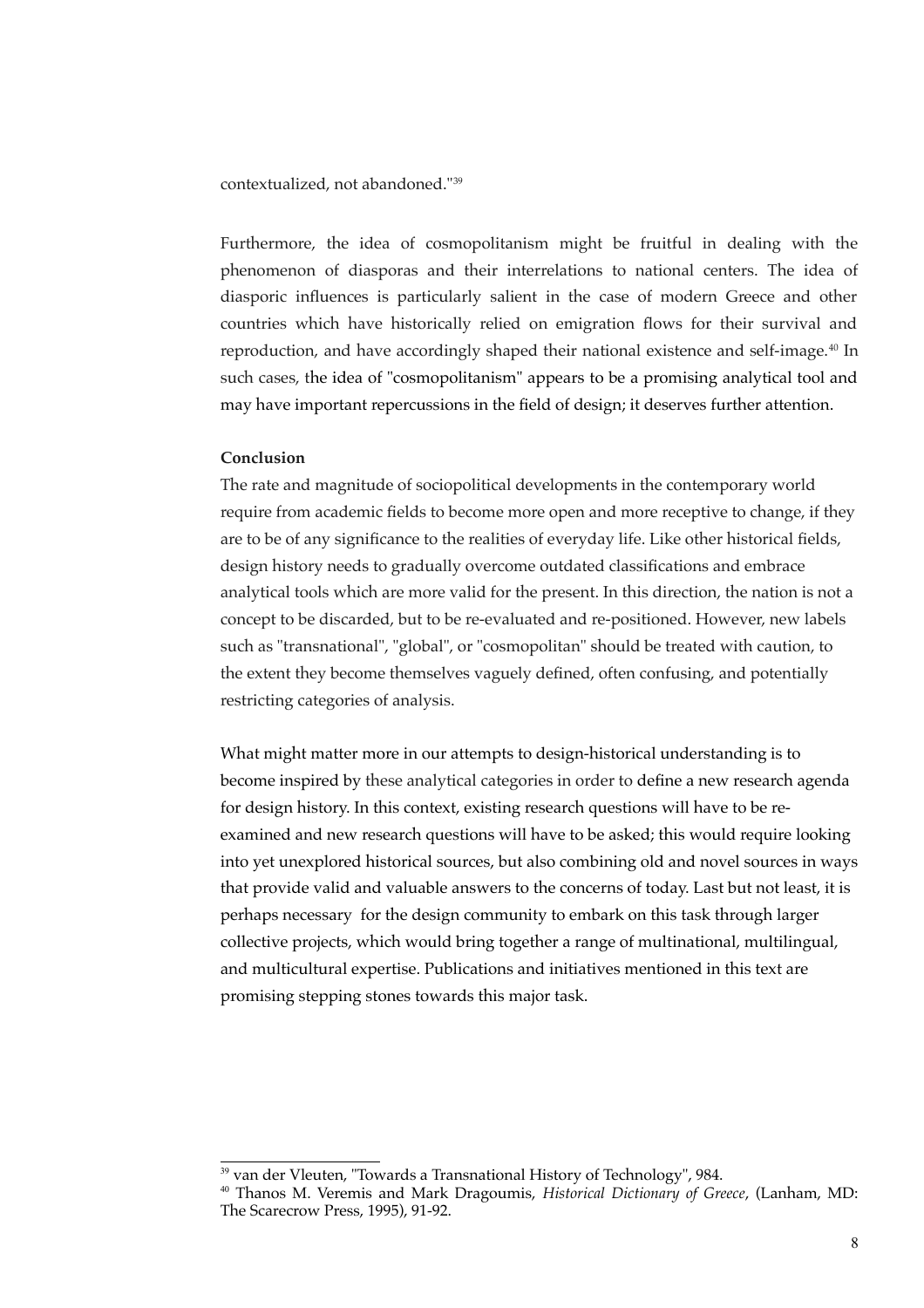contextualized, not abandoned."[39]

Furthermore, the idea of cosmopolitanism might be fruitful in dealing with the phenomenon of diasporas and their interrelations to national centers. The idea of diasporic influences is particularly salient in the case of modern Greece and other countries which have historically relied on emigration flows for their survival and reproduction, and have accordingly shaped their national existence and self-image.[40] In such cases, the idea of "cosmopolitanism" appears to be a promising analytical tool and may have important repercussions in the field of design; it deserves further attention.

**Conclusion**

The rate and magnitude of sociopolitical developments in the contemporary world require from academic fields to become more open and more receptive to change, if they are to be of any significance to the realities of everyday life. Like other historical fields, design history needs to gradually overcome outdated classifications and embrace analytical tools which are more valid for the present. In this direction, the nation is not a concept to be discarded, but to be re-evaluated and re-positioned. However, new labels such as "transnational", "global", or "cosmopolitan" should be treated with caution, to the extent they become themselves vaguely defined, often confusing, and potentially restricting categories of analysis.

What might matter more in our attempts to design-historical understanding is to become inspired by these analytical categories in order to define a new research agenda for design history. In this context, existing research questions will have to be re-examined and new research questions will have to be asked; this would require looking into yet unexplored historical sources, but also combining old and novel sources in ways that provide valid and valuable answers to the concerns of today. Last but not least, it is perhaps necessary for the design community to embark on this task through larger collective projects, which would bring together a range of multinational, multilingual, and multicultural expertise. Publications and initiatives mentioned in this text are promising stepping stones towards this major task.

---

[39] van der Vleuten, "Towards a Transnational History of Technology", 984.

[40] Thanos M. Veremis and Mark Dragoumis, *Historical Dictionary of Greece*, (Lanham, MD: The Scarecrow Press, 1995), 91-92.